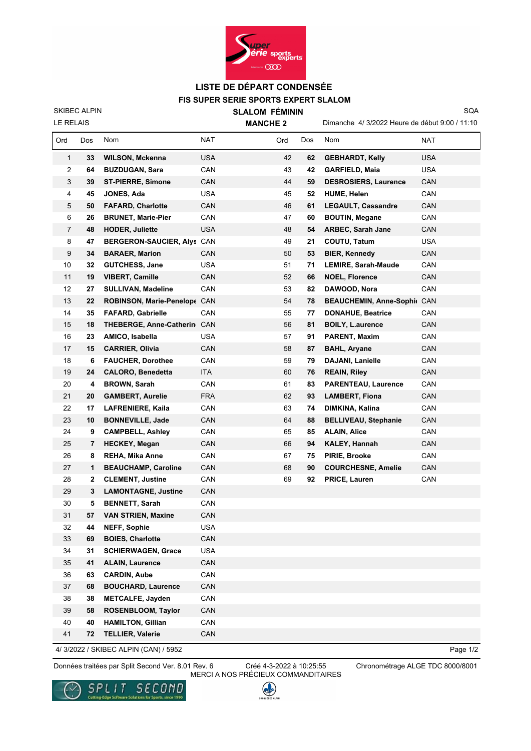# LISTE DE DÉPART CONDENSÉE

## FIS SUPER SERIE SPORTS EXPERT SLALOM

SKIBEC ALPIN

**SLALOM FÉMININ**

SQA

LE RELAIS

**MANCHE 2**

Dimanche 4/ 3/2022 Heure de début 9:00 / 11:10

| Ord | Dos | Nom | NAT | Ord | Dos | Nom | NAT |
|---|---|---|---|---|---|---|---|
| 1 | 33 | **WILSON, Mckenna** | USA | 42 | 62 | **GEBHARDT, Kelly** | USA |
| 2 | 64 | **BUZDUGAN, Sara** | CAN | 43 | 42 | **GARFIELD, Maia** | USA |
| 3 | 39 | **ST-PIERRE, Simone** | CAN | 44 | 59 | **DESROSIERS, Laurence** | CAN |
| 4 | 45 | **JONES, Ada** | USA | 45 | 52 | **HUME, Helen** | CAN |
| 5 | 50 | **FAFARD, Charlotte** | CAN | 46 | 61 | **LEGAULT, Cassandre** | CAN |
| 6 | 26 | **BRUNET, Marie-Pier** | CAN | 47 | 60 | **BOUTIN, Megane** | CAN |
| 7 | 48 | **HODER, Juliette** | USA | 48 | 54 | **ARBEC, Sarah Jane** | CAN |
| 8 | 47 | **BERGERON-SAUCIER, Alys** | CAN | 49 | 21 | **COUTU, Tatum** | USA |
| 9 | 34 | **BARAER, Marion** | CAN | 50 | 53 | **BIER, Kennedy** | CAN |
| 10 | 32 | **GUTCHESS, Jane** | USA | 51 | 71 | **LEMIRE, Sarah-Maude** | CAN |
| 11 | 19 | **VIBERT, Camille** | CAN | 52 | 66 | **NOEL, Florence** | CAN |
| 12 | 27 | **SULLIVAN, Madeline** | CAN | 53 | 82 | **DAWOOD, Nora** | CAN |
| 13 | 22 | **ROBINSON, Marie-Penelope** | CAN | 54 | 78 | **BEAUCHEMIN, Anne-Sophi** | CAN |
| 14 | 35 | **FAFARD, Gabrielle** | CAN | 55 | 77 | **DONAHUE, Beatrice** | CAN |
| 15 | 18 | **THEBERGE, Anne-Catherin** | CAN | 56 | 81 | **BOILY, L.aurence** | CAN |
| 16 | 23 | **AMICO, Isabella** | USA | 57 | 91 | **PARENT, Maxim** | CAN |
| 17 | 15 | **CARRIER, Olivia** | CAN | 58 | 87 | **BAHL, Aryane** | CAN |
| 18 | 6 | **FAUCHER, Dorothee** | CAN | 59 | 79 | **DAJANI, Lanielle** | CAN |
| 19 | 24 | **CALORO, Benedetta** | ITA | 60 | 76 | **REAIN, Riley** | CAN |
| 20 | 4 | **BROWN, Sarah** | CAN | 61 | 83 | **PARENTEAU, Laurence** | CAN |
| 21 | 20 | **GAMBERT, Aurelie** | FRA | 62 | 93 | **LAMBERT, Fiona** | CAN |
| 22 | 17 | **LAFRENIERE, Kaila** | CAN | 63 | 74 | **DIMKINA, Kalina** | CAN |
| 23 | 10 | **BONNEVILLE, Jade** | CAN | 64 | 88 | **BELLIVEAU, Stephanie** | CAN |
| 24 | 9 | **CAMPBELL, Ashley** | CAN | 65 | 85 | **ALAIN, Alice** | CAN |
| 25 | 7 | **HECKEY, Megan** | CAN | 66 | 94 | **KALEY, Hannah** | CAN |
| 26 | 8 | **REHA, Mika Anne** | CAN | 67 | 75 | **PIRIE, Brooke** | CAN |
| 27 | 1 | **BEAUCHAMP, Caroline** | CAN | 68 | 90 | **COURCHESNE, Amelie** | CAN |
| 28 | 2 | **CLEMENT, Justine** | CAN | 69 | 92 | **PRICE, Lauren** | CAN |
| 29 | 3 | **LAMONTAGNE, Justine** | CAN | | | | |
| 30 | 5 | **BENNETT, Sarah** | CAN | | | | |
| 31 | 57 | **VAN STRIEN, Maxine** | CAN | | | | |
| 32 | 44 | **NEFF, Sophie** | USA | | | | |
| 33 | 69 | **BOIES, Charlotte** | CAN | | | | |
| 34 | 31 | **SCHIERWAGEN, Grace** | USA | | | | |
| 35 | 41 | **ALAIN, Laurence** | CAN | | | | |
| 36 | 63 | **CARDIN, Aube** | CAN | | | | |
| 37 | 68 | **BOUCHARD, Laurence** | CAN | | | | |
| 38 | 38 | **METCALFE, Jayden** | CAN | | | | |
| 39 | 58 | **ROSENBLOOM, Taylor** | CAN | | | | |
| 40 | 40 | **HAMILTON, Gillian** | CAN | | | | |
| 41 | 72 | **TELLIER, Valerie** | CAN | | | | |

4/ 3/2022 / SKIBEC ALPIN (CAN) / 5952

Données traitées par Split Second Ver. 8.01 Rev. 6 Créé 4-3-2022 à 10:25:55 Chronométrage ALGE TDC 8000/8001

MERCI A NOS PRÉCIEUX COMMANDITAIRES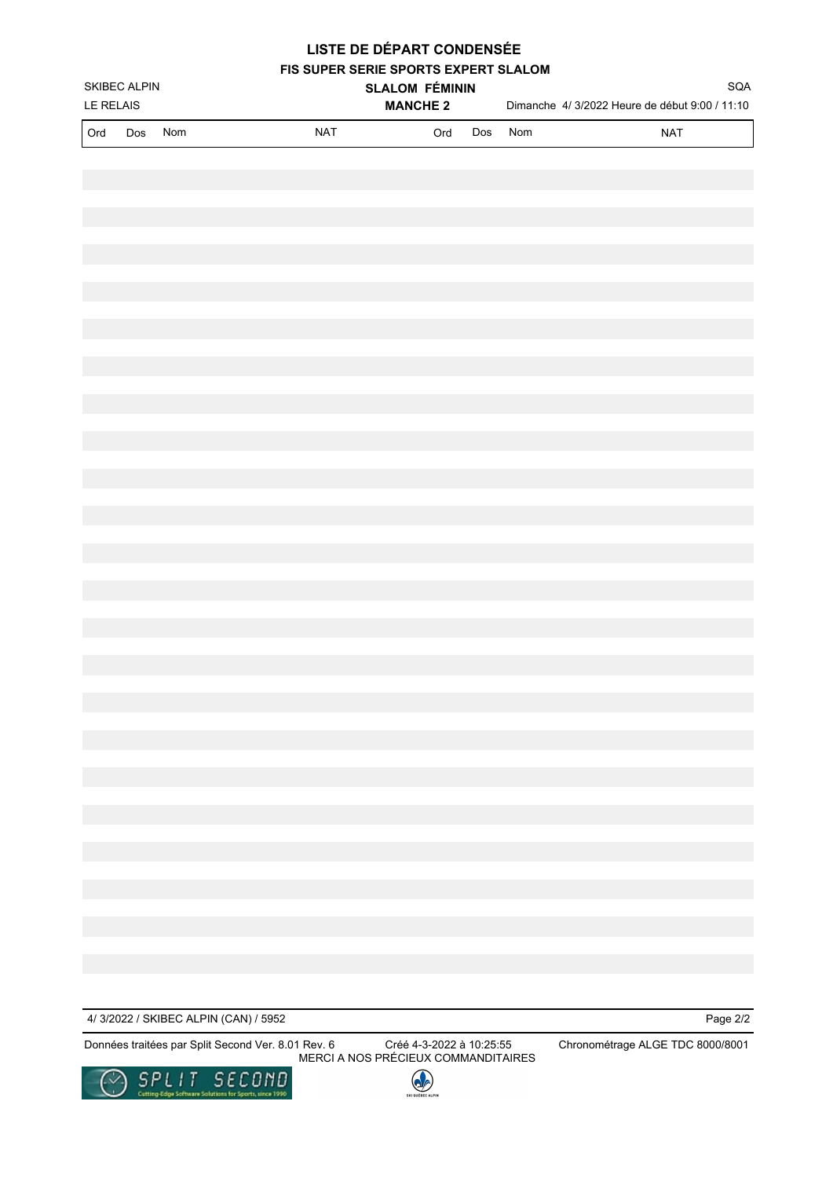# LISTE DE DÉPART CONDENSÉE

## FIS SUPER SERIE SPORTS EXPERT SLALOM

SKIBEC ALPIN

LE RELAIS

**SLALOM FÉMININ**

**MANCHE 2**

SQA

Dimanche 4/ 3/2022 Heure de début 9:00 / 11:10

| Ord | Dos | Nom | NAT | Ord | Dos | Nom | NAT |
|---|---|---|---|---|---|---|---|

4/ 3/2022 / SKIBEC ALPIN (CAN) / 5952

Données traitées par Split Second Ver. 8.01 Rev. 6 Créé 4-3-2022 à 10:25:55 Chronométrage ALGE TDC 8000/8001

MERCI A NOS PRÉCIEUX COMMANDITAIRES